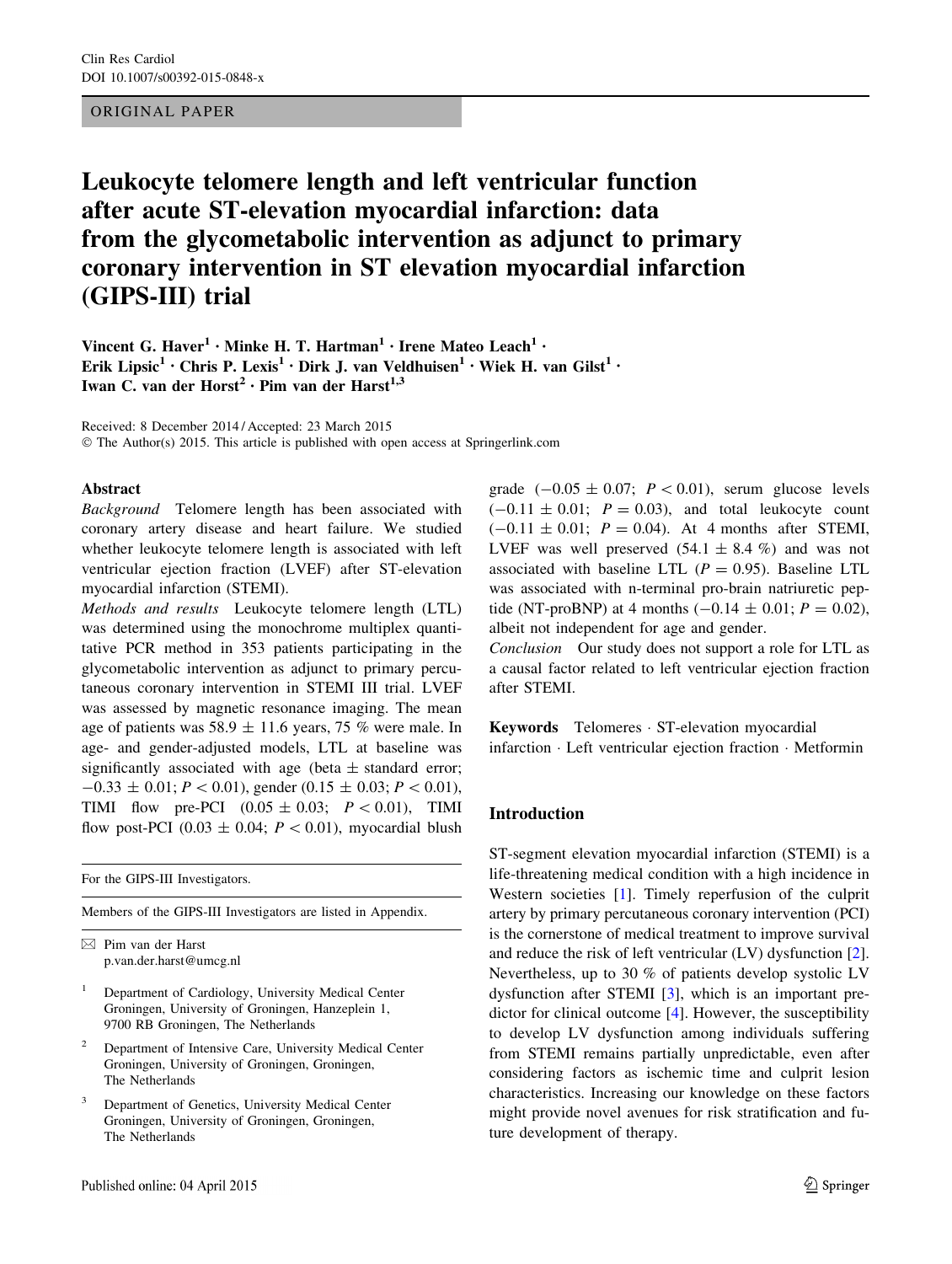ORIGINAL PAPER

# Leukocyte telomere length and left ventricular function after acute ST-elevation myocardial infarction: data from the glycometabolic intervention as adjunct to primary coronary intervention in ST elevation myocardial infarction (GIPS-III) trial

Vincent G. Haver[1] · Minke H. T. Hartman[1] · Irene Mateo Leach[1] · Erik Lipsic[1] · Chris P. Lexis[1] · Dirk J. van Veldhuisen[1] · Wiek H. van Gilst[1] · Iwan C. van der Horst[2] · Pim van der Harst[1,3]

Received: 8 December 2014 / Accepted: 23 March 2015
© The Author(s) 2015. This article is published with open access at Springerlink.com

## Abstract

*Background* Telomere length has been associated with coronary artery disease and heart failure. We studied whether leukocyte telomere length is associated with left ventricular ejection fraction (LVEF) after ST-elevation myocardial infarction (STEMI).

*Methods and results* Leukocyte telomere length (LTL) was determined using the monochrome multiplex quantitative PCR method in 353 patients participating in the glycometabolic intervention as adjunct to primary percutaneous coronary intervention in STEMI III trial. LVEF was assessed by magnetic resonance imaging. The mean age of patients was 58.9 ± 11.6 years, 75 % were male. In age- and gender-adjusted models, LTL at baseline was significantly associated with age (beta ± standard error; −0.33 ± 0.01; $P < 0.01$), gender (0.15 ± 0.03; $P < 0.01$), TIMI flow pre-PCI (0.05 ± 0.03; $P < 0.01$), TIMI flow post-PCI (0.03 ± 0.04; $P < 0.01$), myocardial blush grade (−0.05 ± 0.07; $P < 0.01$), serum glucose levels (−0.11 ± 0.01; $P = 0.03$), and total leukocyte count (−0.11 ± 0.01; $P = 0.04$). At 4 months after STEMI, LVEF was well preserved (54.1 ± 8.4 %) and was not associated with baseline LTL ($P = 0.95$). Baseline LTL was associated with n-terminal pro-brain natriuretic peptide (NT-proBNP) at 4 months (−0.14 ± 0.01; $P = 0.02$), albeit not independent for age and gender.

*Conclusion* Our study does not support a role for LTL as a causal factor related to left ventricular ejection fraction after STEMI.

**Keywords** Telomeres · ST-elevation myocardial infarction · Left ventricular ejection fraction · Metformin

For the GIPS-III Investigators.

Members of the GIPS-III Investigators are listed in Appendix.

✉ Pim van der Harst
p.van.der.harst@umcg.nl

[1] Department of Cardiology, University Medical Center Groningen, University of Groningen, Hanzeplein 1, 9700 RB Groningen, The Netherlands

[2] Department of Intensive Care, University Medical Center Groningen, University of Groningen, Groningen, The Netherlands

[3] Department of Genetics, University Medical Center Groningen, University of Groningen, Groningen, The Netherlands

## Introduction

ST-segment elevation myocardial infarction (STEMI) is a life-threatening medical condition with a high incidence in Western societies [1]. Timely reperfusion of the culprit artery by primary percutaneous coronary intervention (PCI) is the cornerstone of medical treatment to improve survival and reduce the risk of left ventricular (LV) dysfunction [2]. Nevertheless, up to 30 % of patients develop systolic LV dysfunction after STEMI [3], which is an important predictor for clinical outcome [4]. However, the susceptibility to develop LV dysfunction among individuals suffering from STEMI remains partially unpredictable, even after considering factors as ischemic time and culprit lesion characteristics. Increasing our knowledge on these factors might provide novel avenues for risk stratification and future development of therapy.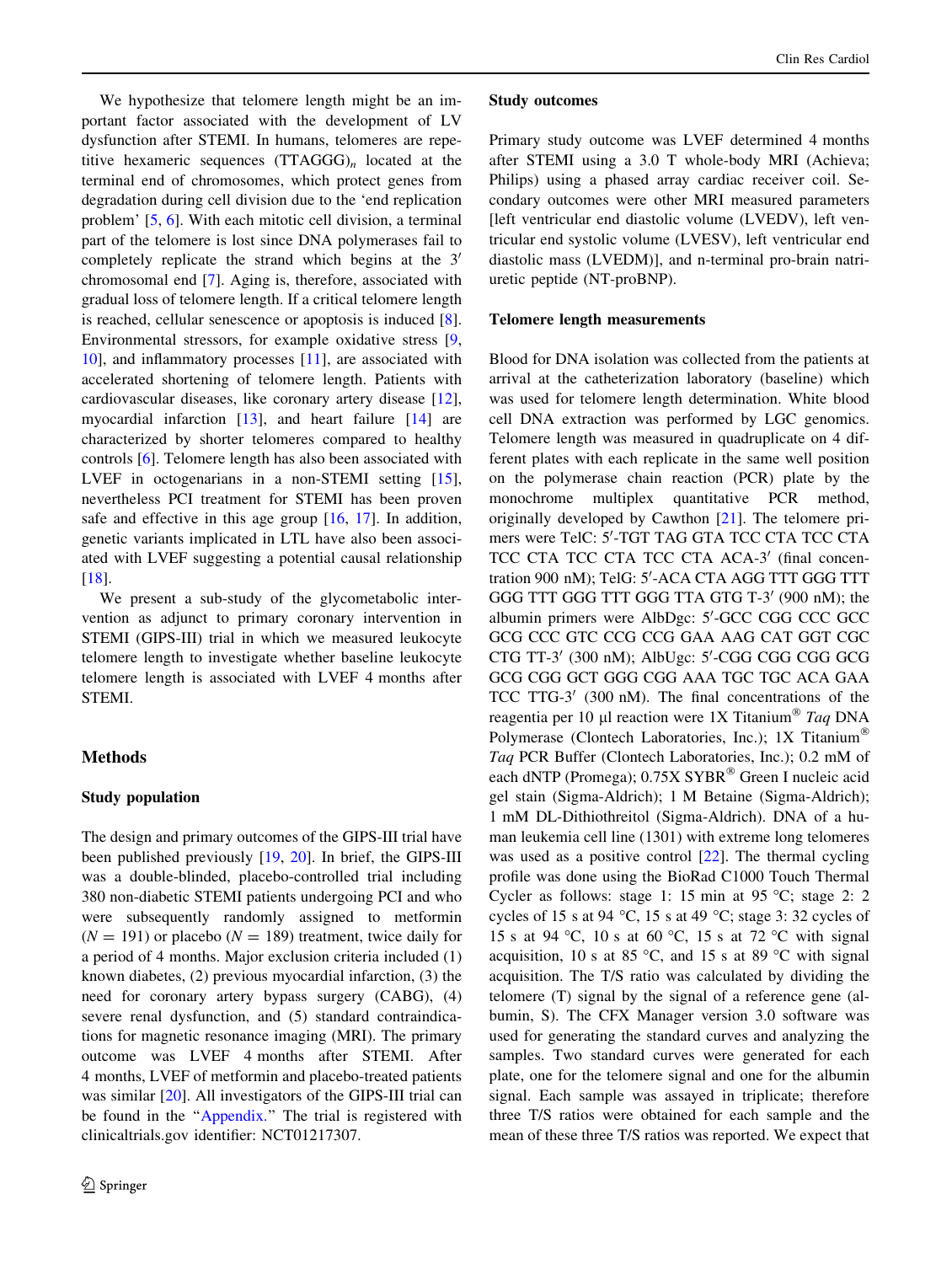We hypothesize that telomere length might be an important factor associated with the development of LV dysfunction after STEMI. In humans, telomeres are repetitive hexameric sequences $(TTAGGG)_n$ located at the terminal end of chromosomes, which protect genes from degradation during cell division due to the 'end replication problem' [5, 6]. With each mitotic cell division, a terminal part of the telomere is lost since DNA polymerases fail to completely replicate the strand which begins at the 3′ chromosomal end [7]. Aging is, therefore, associated with gradual loss of telomere length. If a critical telomere length is reached, cellular senescence or apoptosis is induced [8]. Environmental stressors, for example oxidative stress [9, 10], and inflammatory processes [11], are associated with accelerated shortening of telomere length. Patients with cardiovascular diseases, like coronary artery disease [12], myocardial infarction [13], and heart failure [14] are characterized by shorter telomeres compared to healthy controls [6]. Telomere length has also been associated with LVEF in octogenarians in a non-STEMI setting [15], nevertheless PCI treatment for STEMI has been proven safe and effective in this age group [16, 17]. In addition, genetic variants implicated in LTL have also been associated with LVEF suggesting a potential causal relationship [18].

We present a sub-study of the glycometabolic intervention as adjunct to primary coronary intervention in STEMI (GIPS-III) trial in which we measured leukocyte telomere length to investigate whether baseline leukocyte telomere length is associated with LVEF 4 months after STEMI.

## Methods

### Study population

The design and primary outcomes of the GIPS-III trial have been published previously [19, 20]. In brief, the GIPS-III was a double-blinded, placebo-controlled trial including 380 non-diabetic STEMI patients undergoing PCI and who were subsequently randomly assigned to metformin ($N = 191$) or placebo ($N = 189$) treatment, twice daily for a period of 4 months. Major exclusion criteria included (1) known diabetes, (2) previous myocardial infarction, (3) the need for coronary artery bypass surgery (CABG), (4) severe renal dysfunction, and (5) standard contraindications for magnetic resonance imaging (MRI). The primary outcome was LVEF 4 months after STEMI. After 4 months, LVEF of metformin and placebo-treated patients was similar [20]. All investigators of the GIPS-III trial can be found in the "Appendix." The trial is registered with clinicaltrials.gov identifier: NCT01217307.

### Study outcomes

Primary study outcome was LVEF determined 4 months after STEMI using a 3.0 T whole-body MRI (Achieva; Philips) using a phased array cardiac receiver coil. Secondary outcomes were other MRI measured parameters [left ventricular end diastolic volume (LVEDV), left ventricular end systolic volume (LVESV), left ventricular end diastolic mass (LVEDM)], and n-terminal pro-brain natriuretic peptide (NT-proBNP).

### Telomere length measurements

Blood for DNA isolation was collected from the patients at arrival at the catheterization laboratory (baseline) which was used for telomere length determination. White blood cell DNA extraction was performed by LGC genomics. Telomere length was measured in quadruplicate on 4 different plates with each replicate in the same well position on the polymerase chain reaction (PCR) plate by the monochrome multiplex quantitative PCR method, originally developed by Cawthon [21]. The telomere primers were TelC: 5′-TGT TAG GTA TCC CTA TCC CTA TCC CTA TCC CTA TCC CTA ACA-3′ (final concentration 900 nM); TelG: 5′-ACA CTA AGG TTT GGG TTT GGG TTT GGG TTT GGG TTA GTG T-3′ (900 nM); the albumin primers were AlbDgc: 5′-GCC CGG CCC GCC GCG CCC GTC CCG CCG GAA AAG CAT GGT CGC CTG TT-3′ (300 nM); AlbUgc: 5′-CGG CGG CGG GCG GCG CGG GCT GGG CGG AAA TGC TGC ACA GAA TCC TTG-3′ (300 nM). The final concentrations of the reagentia per 10 µl reaction were 1X Titanium® *Taq* DNA Polymerase (Clontech Laboratories, Inc.); 1X Titanium® *Taq* PCR Buffer (Clontech Laboratories, Inc.); 0.2 mM of each dNTP (Promega); 0.75X SYBR® Green I nucleic acid gel stain (Sigma-Aldrich); 1 M Betaine (Sigma-Aldrich); 1 mM DL-Dithiothreitol (Sigma-Aldrich). DNA of a human leukemia cell line (1301) with extreme long telomeres was used as a positive control [22]. The thermal cycling profile was done using the BioRad C1000 Touch Thermal Cycler as follows: stage 1: 15 min at 95 °C; stage 2: 2 cycles of 15 s at 94 °C, 15 s at 49 °C; stage 3: 32 cycles of 15 s at 94 °C, 10 s at 60 °C, 15 s at 72 °C with signal acquisition, 10 s at 85 °C, and 15 s at 89 °C with signal acquisition. The T/S ratio was calculated by dividing the telomere (T) signal by the signal of a reference gene (albumin, S). The CFX Manager version 3.0 software was used for generating the standard curves and analyzing the samples. Two standard curves were generated for each plate, one for the telomere signal and one for the albumin signal. Each sample was assayed in triplicate; therefore three T/S ratios were obtained for each sample and the mean of these three T/S ratios was reported. We expect that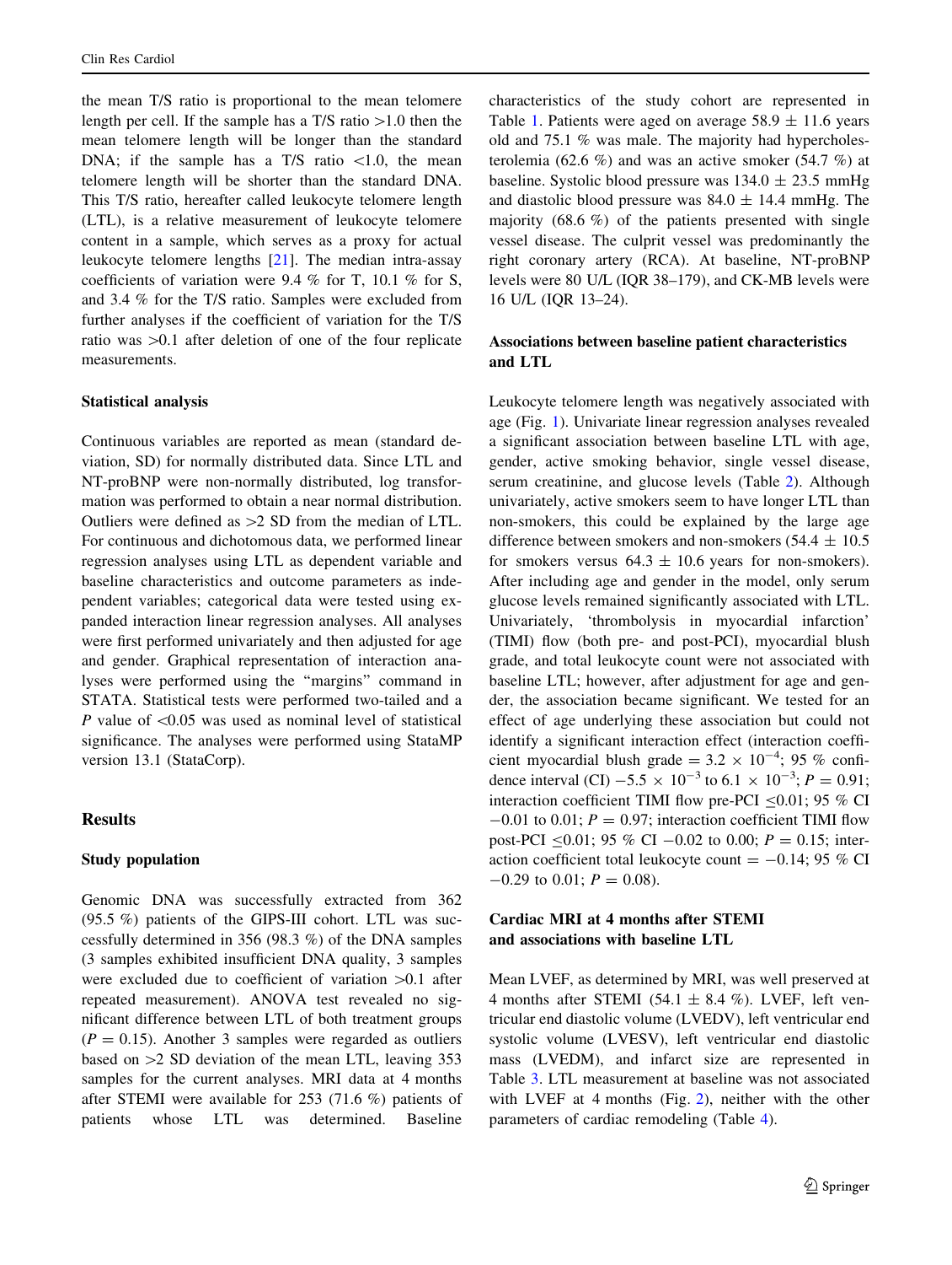the mean T/S ratio is proportional to the mean telomere length per cell. If the sample has a T/S ratio >1.0 then the mean telomere length will be longer than the standard DNA; if the sample has a T/S ratio <1.0, the mean telomere length will be shorter than the standard DNA. This T/S ratio, hereafter called leukocyte telomere length (LTL), is a relative measurement of leukocyte telomere content in a sample, which serves as a proxy for actual leukocyte telomere lengths [21]. The median intra-assay coefficients of variation were 9.4 % for T, 10.1 % for S, and 3.4 % for the T/S ratio. Samples were excluded from further analyses if the coefficient of variation for the T/S ratio was >0.1 after deletion of one of the four replicate measurements.

### Statistical analysis

Continuous variables are reported as mean (standard deviation, SD) for normally distributed data. Since LTL and NT-proBNP were non-normally distributed, log transformation was performed to obtain a near normal distribution. Outliers were defined as >2 SD from the median of LTL. For continuous and dichotomous data, we performed linear regression analyses using LTL as dependent variable and baseline characteristics and outcome parameters as independent variables; categorical data were tested using expanded interaction linear regression analyses. All analyses were first performed univariately and then adjusted for age and gender. Graphical representation of interaction analyses were performed using the "margins" command in STATA. Statistical tests were performed two-tailed and a $P$ value of <0.05 was used as nominal level of statistical significance. The analyses were performed using StataMP version 13.1 (StataCorp).

## Results

### Study population

Genomic DNA was successfully extracted from 362 (95.5 %) patients of the GIPS-III cohort. LTL was successfully determined in 356 (98.3 %) of the DNA samples (3 samples exhibited insufficient DNA quality, 3 samples were excluded due to coefficient of variation >0.1 after repeated measurement). ANOVA test revealed no significant difference between LTL of both treatment groups ($P = 0.15$). Another 3 samples were regarded as outliers based on >2 SD deviation of the mean LTL, leaving 353 samples for the current analyses. MRI data at 4 months after STEMI were available for 253 (71.6 %) patients of patients whose LTL was determined. Baseline characteristics of the study cohort are represented in Table 1. Patients were aged on average 58.9 ± 11.6 years old and 75.1 % was male. The majority had hypercholesterolemia (62.6 %) and was an active smoker (54.7 %) at baseline. Systolic blood pressure was 134.0 ± 23.5 mmHg and diastolic blood pressure was 84.0 ± 14.4 mmHg. The majority (68.6 %) of the patients presented with single vessel disease. The culprit vessel was predominantly the right coronary artery (RCA). At baseline, NT-proBNP levels were 80 U/L (IQR 38–179), and CK-MB levels were 16 U/L (IQR 13–24).

### Associations between baseline patient characteristics and LTL

Leukocyte telomere length was negatively associated with age (Fig. 1). Univariate linear regression analyses revealed a significant association between baseline LTL with age, gender, active smoking behavior, single vessel disease, serum creatinine, and glucose levels (Table 2). Although univariately, active smokers seem to have longer LTL than non-smokers, this could be explained by the large age difference between smokers and non-smokers (54.4 ± 10.5 for smokers versus 64.3 ± 10.6 years for non-smokers). After including age and gender in the model, only serum glucose levels remained significantly associated with LTL. Univariately, 'thrombolysis in myocardial infarction' (TIMI) flow (both pre- and post-PCI), myocardial blush grade, and total leukocyte count were not associated with baseline LTL; however, after adjustment for age and gender, the association became significant. We tested for an effect of age underlying these association but could not identify a significant interaction effect (interaction coefficient myocardial blush grade = $3.2 \times 10^{-4}$; 95 % confidence interval (CI) $-5.5 \times 10^{-3}$ to $6.1 \times 10^{-3}$; $P = 0.91$; interaction coefficient TIMI flow pre-PCI ≤0.01; 95 % CI −0.01 to 0.01; $P = 0.97$; interaction coefficient TIMI flow post-PCI ≤0.01; 95 % CI −0.02 to 0.00; $P = 0.15$; interaction coefficient total leukocyte count = −0.14; 95 % CI −0.29 to 0.01; $P = 0.08$).

### Cardiac MRI at 4 months after STEMI and associations with baseline LTL

Mean LVEF, as determined by MRI, was well preserved at 4 months after STEMI (54.1 ± 8.4 %). LVEF, left ventricular end diastolic volume (LVEDV), left ventricular end systolic volume (LVESV), left ventricular end diastolic mass (LVEDM), and infarct size are represented in Table 3. LTL measurement at baseline was not associated with LVEF at 4 months (Fig. 2), neither with the other parameters of cardiac remodeling (Table 4).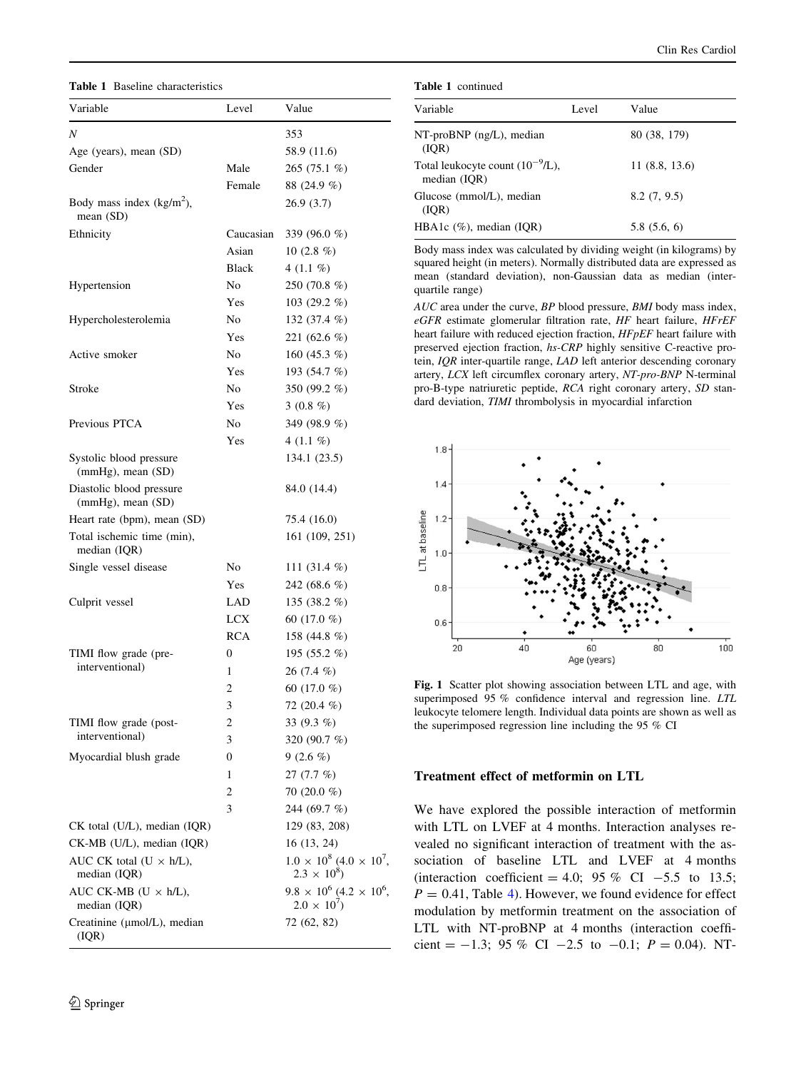**Table 1** Baseline characteristics

| Variable | Level | Value |
|---|---|---|
| $N$ | | 353 |
| Age (years), mean (SD) | | 58.9 (11.6) |
| Gender | Male | 265 (75.1 %) |
| | Female | 88 (24.9 %) |
| Body mass index (kg/m$^2$), mean (SD) | | 26.9 (3.7) |
| Ethnicity | Caucasian | 339 (96.0 %) |
| | Asian | 10 (2.8 %) |
| | Black | 4 (1.1 %) |
| Hypertension | No | 250 (70.8 %) |
| | Yes | 103 (29.2 %) |
| Hypercholesterolemia | No | 132 (37.4 %) |
| | Yes | 221 (62.6 %) |
| Active smoker | No | 160 (45.3 %) |
| | Yes | 193 (54.7 %) |
| Stroke | No | 350 (99.2 %) |
| | Yes | 3 (0.8 %) |
| Previous PTCA | No | 349 (98.9 %) |
| | Yes | 4 (1.1 %) |
| Systolic blood pressure (mmHg), mean (SD) | | 134.1 (23.5) |
| Diastolic blood pressure (mmHg), mean (SD) | | 84.0 (14.4) |
| Heart rate (bpm), mean (SD) | | 75.4 (16.0) |
| Total ischemic time (min), median (IQR) | | 161 (109, 251) |
| Single vessel disease | No | 111 (31.4 %) |
| | Yes | 242 (68.6 %) |
| Culprit vessel | LAD | 135 (38.2 %) |
| | LCX | 60 (17.0 %) |
| | RCA | 158 (44.8 %) |
| TIMI flow grade (pre-interventional) | 0 | 195 (55.2 %) |
| | 1 | 26 (7.4 %) |
| | 2 | 60 (17.0 %) |
| | 3 | 72 (20.4 %) |
| TIMI flow grade (post-interventional) | 2 | 33 (9.3 %) |
| | 3 | 320 (90.7 %) |
| Myocardial blush grade | 0 | 9 (2.6 %) |
| | 1 | 27 (7.7 %) |
| | 2 | 70 (20.0 %) |
| | 3 | 244 (69.7 %) |
| CK total (U/L), median (IQR) | | 129 (83, 208) |
| CK-MB (U/L), median (IQR) | | 16 (13, 24) |
| AUC CK total (U × h/L), median (IQR) | | $1.0 \times 10^8$ ($4.0 \times 10^7$, $2.3 \times 10^8$) |
| AUC CK-MB (U × h/L), median (IQR) | | $9.8 \times 10^6$ ($4.2 \times 10^6$, $2.0 \times 10^7$) |
| Creatinine (μmol/L), median (IQR) | | 72 (62, 82) |
| NT-proBNP (ng/L), median (IQR) | | 80 (38, 179) |
| Total leukocyte count ($10^{-9}$/L), median (IQR) | | 11 (8.8, 13.6) |
| Glucose (mmol/L), median (IQR) | | 8.2 (7, 9.5) |
| HBA1c (%), median (IQR) | | 5.8 (5.6, 6) |

Body mass index was calculated by dividing weight (in kilograms) by squared height (in meters). Normally distributed data are expressed as mean (standard deviation), non-Gaussian data as median (inter-quartile range)

*AUC* area under the curve, *BP* blood pressure, *BMI* body mass index, *eGFR* estimate glomerular filtration rate, *HF* heart failure, *HFrEF* heart failure with reduced ejection fraction, *HFpEF* heart failure with preserved ejection fraction, *hs-CRP* highly sensitive C-reactive protein, *IQR* inter-quartile range, *LAD* left anterior descending coronary artery, *LCX* left circumflex coronary artery, *NT-pro-BNP* N-terminal pro-B-type natriuretic peptide, *RCA* right coronary artery, *SD* standard deviation, *TIMI* thrombolysis in myocardial infarction

**Fig. 1** Scatter plot showing association between LTL and age, with superimposed 95 % confidence interval and regression line. *LTL* leukocyte telomere length. Individual data points are shown as well as the superimposed regression line including the 95 % CI

### Treatment effect of metformin on LTL

We have explored the possible interaction of metformin with LTL on LVEF at 4 months. Interaction analyses revealed no significant interaction of treatment with the association of baseline LTL and LVEF at 4 months (interaction coefficient = 4.0; 95 % CI −5.5 to 13.5; $P = 0.41$, Table 4). However, we found evidence for effect modulation by metformin treatment on the association of LTL with NT-proBNP at 4 months (interaction coefficient = −1.3; 95 % CI −2.5 to −0.1; $P = 0.04$). NT-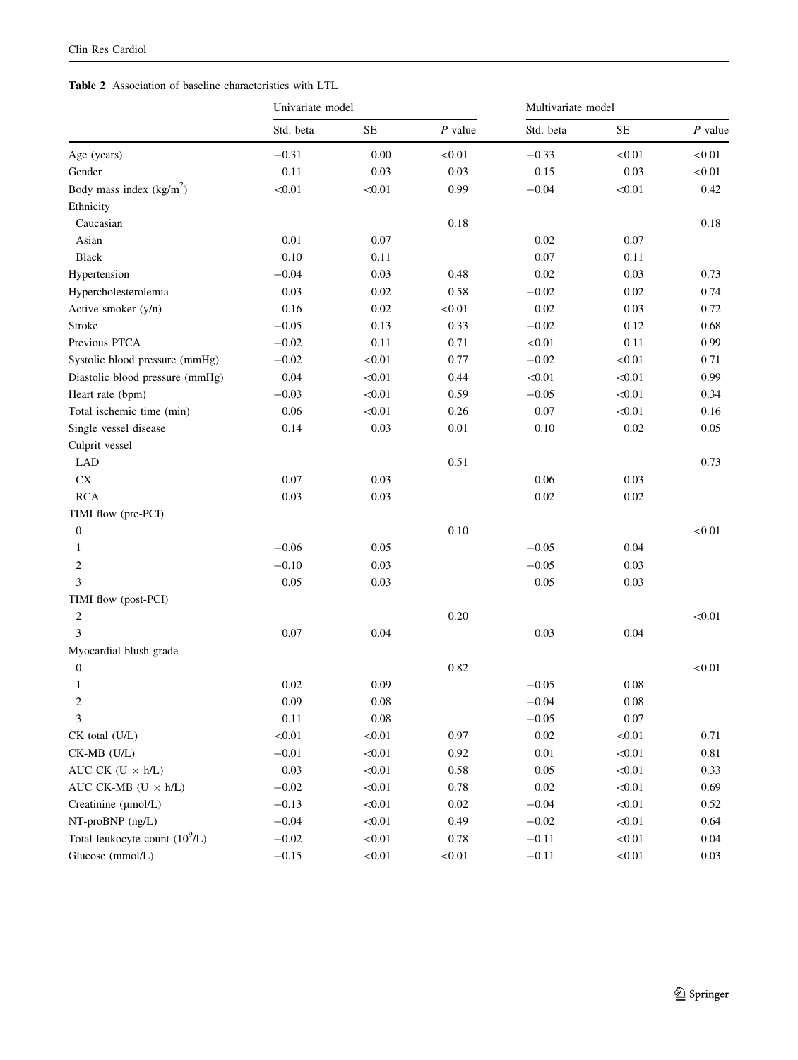**Table 2** Association of baseline characteristics with LTL

| | Univariate model | | | Multivariate model | | |
|---|---|---|---|---|---|---|
| | Std. beta | SE | *P* value | Std. beta | SE | *P* value |
| Age (years) | −0.31 | 0.00 | <0.01 | −0.33 | <0.01 | <0.01 |
| Gender | 0.11 | 0.03 | 0.03 | 0.15 | 0.03 | <0.01 |
| Body mass index (kg/m$^2$) | <0.01 | <0.01 | 0.99 | −0.04 | <0.01 | 0.42 |
| Ethnicity | | | | | | |
| Caucasian | | | 0.18 | | | 0.18 |
| Asian | 0.01 | 0.07 | | 0.02 | 0.07 | |
| Black | 0.10 | 0.11 | | 0.07 | 0.11 | |
| Hypertension | −0.04 | 0.03 | 0.48 | 0.02 | 0.03 | 0.73 |
| Hypercholesterolemia | 0.03 | 0.02 | 0.58 | −0.02 | 0.02 | 0.74 |
| Active smoker (y/n) | 0.16 | 0.02 | <0.01 | 0.02 | 0.03 | 0.72 |
| Stroke | −0.05 | 0.13 | 0.33 | −0.02 | 0.12 | 0.68 |
| Previous PTCA | −0.02 | 0.11 | 0.71 | <0.01 | 0.11 | 0.99 |
| Systolic blood pressure (mmHg) | −0.02 | <0.01 | 0.77 | −0.02 | <0.01 | 0.71 |
| Diastolic blood pressure (mmHg) | 0.04 | <0.01 | 0.44 | <0.01 | <0.01 | 0.99 |
| Heart rate (bpm) | −0.03 | <0.01 | 0.59 | −0.05 | <0.01 | 0.34 |
| Total ischemic time (min) | 0.06 | <0.01 | 0.26 | 0.07 | <0.01 | 0.16 |
| Single vessel disease | 0.14 | 0.03 | 0.01 | 0.10 | 0.02 | 0.05 |
| Culprit vessel | | | | | | |
| LAD | | | 0.51 | | | 0.73 |
| CX | 0.07 | 0.03 | | 0.06 | 0.03 | |
| RCA | 0.03 | 0.03 | | 0.02 | 0.02 | |
| TIMI flow (pre-PCI) | | | | | | |
| 0 | | | 0.10 | | | <0.01 |
| 1 | −0.06 | 0.05 | | −0.05 | 0.04 | |
| 2 | −0.10 | 0.03 | | −0.05 | 0.03 | |
| 3 | 0.05 | 0.03 | | 0.05 | 0.03 | |
| TIMI flow (post-PCI) | | | | | | |
| 2 | | | 0.20 | | | <0.01 |
| 3 | 0.07 | 0.04 | | 0.03 | 0.04 | |
| Myocardial blush grade | | | | | | |
| 0 | | | 0.82 | | | <0.01 |
| 1 | 0.02 | 0.09 | | −0.05 | 0.08 | |
| 2 | 0.09 | 0.08 | | −0.04 | 0.08 | |
| 3 | 0.11 | 0.08 | | −0.05 | 0.07 | |
| CK total (U/L) | <0.01 | <0.01 | 0.97 | 0.02 | <0.01 | 0.71 |
| CK-MB (U/L) | −0.01 | <0.01 | 0.92 | 0.01 | <0.01 | 0.81 |
| AUC CK (U × h/L) | 0.03 | <0.01 | 0.58 | 0.05 | <0.01 | 0.33 |
| AUC CK-MB (U × h/L) | −0.02 | <0.01 | 0.78 | 0.02 | <0.01 | 0.69 |
| Creatinine (μmol/L) | −0.13 | <0.01 | 0.02 | −0.04 | <0.01 | 0.52 |
| NT-proBNP (ng/L) | −0.04 | <0.01 | 0.49 | −0.02 | <0.01 | 0.64 |
| Total leukocyte count (10$^9$/L) | −0.02 | <0.01 | 0.78 | −0.11 | <0.01 | 0.04 |
| Glucose (mmol/L) | −0.15 | <0.01 | <0.01 | −0.11 | <0.01 | 0.03 |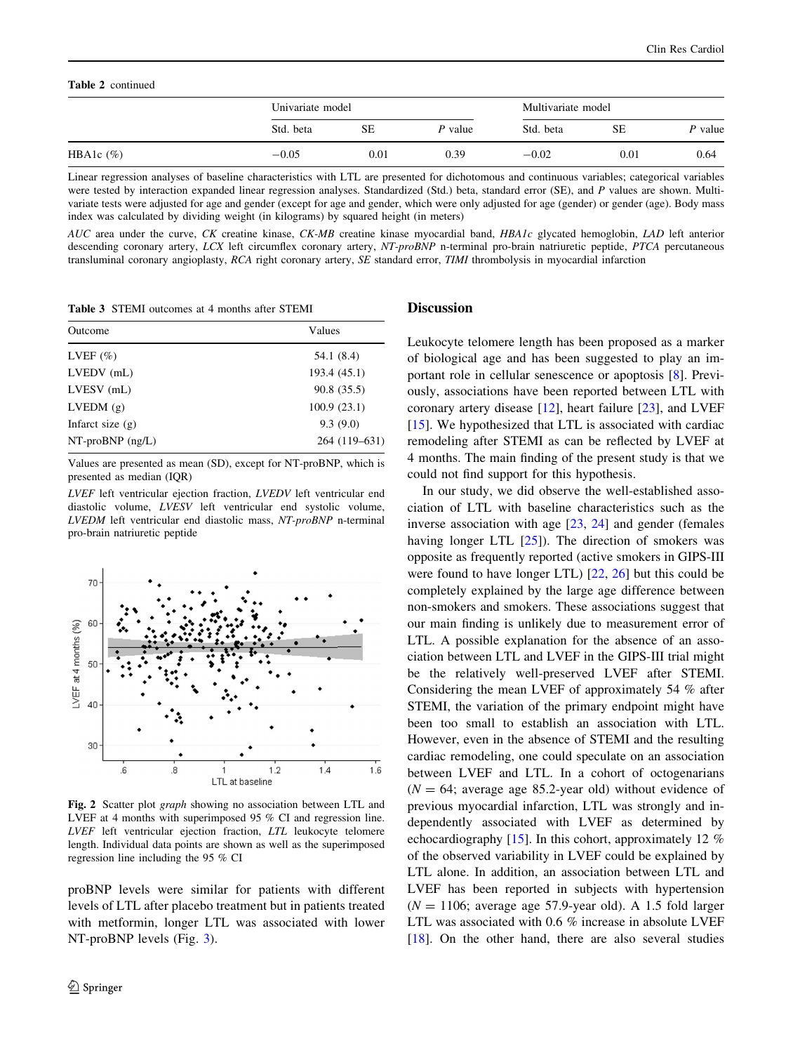**Table 2** continued

| | Univariate model | | | Multivariate model | | |
|---|---|---|---|---|---|---|
| | Std. beta | SE | *P* value | Std. beta | SE | *P* value |
| HBA1c (%) | −0.05 | 0.01 | 0.39 | −0.02 | 0.01 | 0.64 |

Linear regression analyses of baseline characteristics with LTL are presented for dichotomous and continuous variables; categorical variables were tested by interaction expanded linear regression analyses. Standardized (Std.) beta, standard error (SE), and *P* values are shown. Multivariate tests were adjusted for age and gender (except for age and gender, which were only adjusted for age (gender) or gender (age). Body mass index was calculated by dividing weight (in kilograms) by squared height (in meters)

*AUC* area under the curve, *CK* creatine kinase, *CK-MB* creatine kinase myocardial band, *HBA1c* glycated hemoglobin, *LAD* left anterior descending coronary artery, *LCX* left circumflex coronary artery, *NT-proBNP* n-terminal pro-brain natriuretic peptide, *PTCA* percutaneous transluminal coronary angioplasty, *RCA* right coronary artery, *SE* standard error, *TIMI* thrombolysis in myocardial infarction

**Table 3** STEMI outcomes at 4 months after STEMI

| Outcome | Values |
|---|---|
| LVEF (%) | 54.1 (8.4) |
| LVEDV (mL) | 193.4 (45.1) |
| LVESV (mL) | 90.8 (35.5) |
| LVEDM (g) | 100.9 (23.1) |
| Infarct size (g) | 9.3 (9.0) |
| NT-proBNP (ng/L) | 264 (119–631) |

Values are presented as mean (SD), except for NT-proBNP, which is presented as median (IQR)

*LVEF* left ventricular ejection fraction, *LVEDV* left ventricular end diastolic volume, *LVESV* left ventricular end systolic volume, *LVEDM* left ventricular end diastolic mass, *NT-proBNP* n-terminal pro-brain natriuretic peptide

**Fig. 2** Scatter plot *graph* showing no association between LTL and LVEF at 4 months with superimposed 95 % CI and regression line. *LVEF* left ventricular ejection fraction, *LTL* leukocyte telomere length. Individual data points are shown as well as the superimposed regression line including the 95 % CI

proBNP levels were similar for patients with different levels of LTL after placebo treatment but in patients treated with metformin, longer LTL was associated with lower NT-proBNP levels (Fig. 3).

## Discussion

Leukocyte telomere length has been proposed as a marker of biological age and has been suggested to play an important role in cellular senescence or apoptosis [8]. Previously, associations have been reported between LTL with coronary artery disease [12], heart failure [23], and LVEF [15]. We hypothesized that LTL is associated with cardiac remodeling after STEMI as can be reflected by LVEF at 4 months. The main finding of the present study is that we could not find support for this hypothesis.

In our study, we did observe the well-established association of LTL with baseline characteristics such as the inverse association with age [23, 24] and gender (females having longer LTL [25]). The direction of smokers was opposite as frequently reported (active smokers in GIPS-III were found to have longer LTL) [22, 26] but this could be completely explained by the large age difference between non-smokers and smokers. These associations suggest that our main finding is unlikely due to measurement error of LTL. A possible explanation for the absence of an association between LTL and LVEF in the GIPS-III trial might be the relatively well-preserved LVEF after STEMI. Considering the mean LVEF of approximately 54 % after STEMI, the variation of the primary endpoint might have been too small to establish an association with LTL. However, even in the absence of STEMI and the resulting cardiac remodeling, one could speculate on an association between LVEF and LTL. In a cohort of octogenarians ($N = 64$; average age 85.2-year old) without evidence of previous myocardial infarction, LTL was strongly and independently associated with LVEF as determined by echocardiography [15]. In this cohort, approximately 12 % of the observed variability in LVEF could be explained by LTL alone. In addition, an association between LTL and LVEF has been reported in subjects with hypertension ($N = 1106$; average age 57.9-year old). A 1.5 fold larger LTL was associated with 0.6 % increase in absolute LVEF [18]. On the other hand, there are also several studies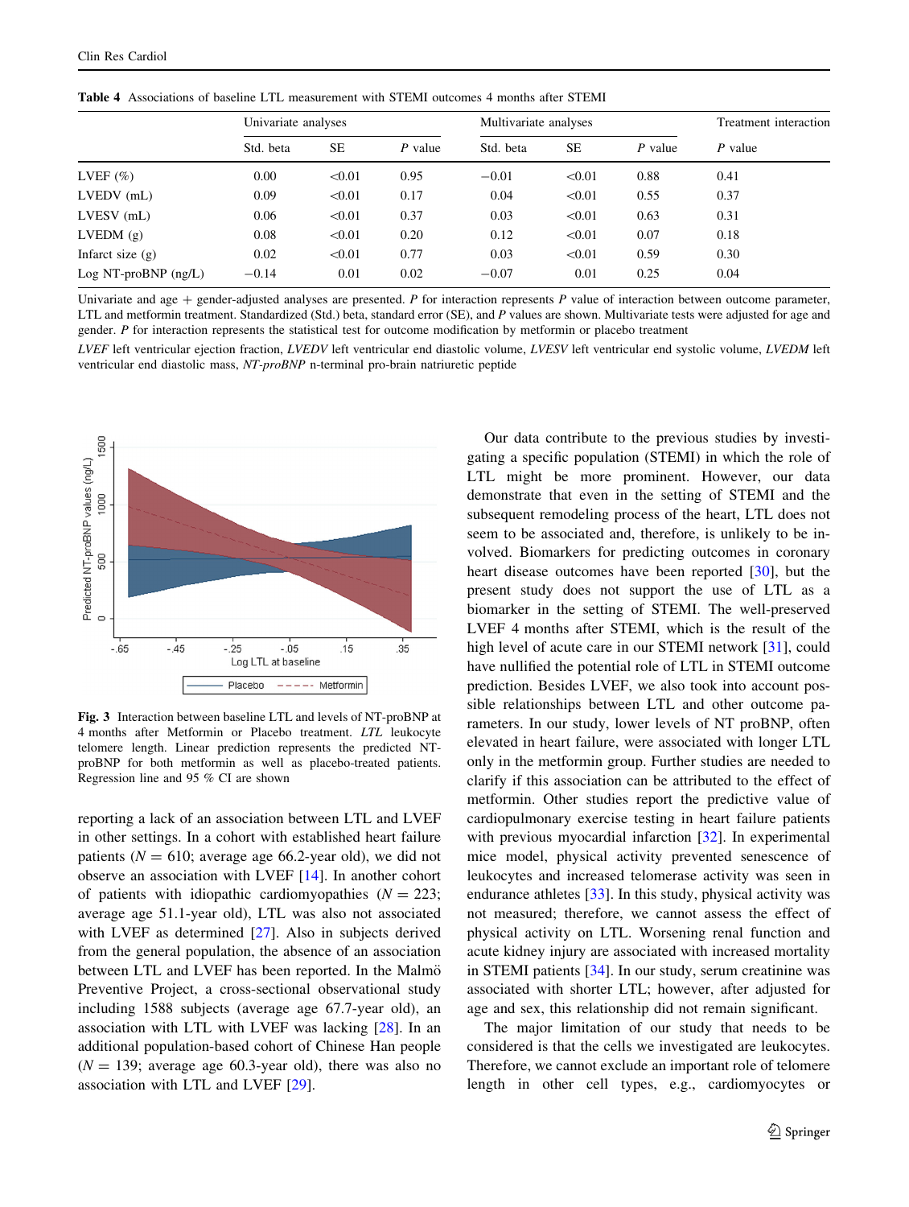**Table 4** Associations of baseline LTL measurement with STEMI outcomes 4 months after STEMI

| | Univariate analyses | | | Multivariate analyses | | | Treatment interaction |
|---|---|---|---|---|---|---|---|
| | Std. beta | SE | *P* value | Std. beta | SE | *P* value | *P* value |
| LVEF (%) | 0.00 | <0.01 | 0.95 | −0.01 | <0.01 | 0.88 | 0.41 |
| LVEDV (mL) | 0.09 | <0.01 | 0.17 | 0.04 | <0.01 | 0.55 | 0.37 |
| LVESV (mL) | 0.06 | <0.01 | 0.37 | 0.03 | <0.01 | 0.63 | 0.31 |
| LVEDM (g) | 0.08 | <0.01 | 0.20 | 0.12 | <0.01 | 0.07 | 0.18 |
| Infarct size (g) | 0.02 | <0.01 | 0.77 | 0.03 | <0.01 | 0.59 | 0.30 |
| Log NT-proBNP (ng/L) | −0.14 | 0.01 | 0.02 | −0.07 | 0.01 | 0.25 | 0.04 |

Univariate and age + gender-adjusted analyses are presented. *P* for interaction represents *P* value of interaction between outcome parameter, LTL and metformin treatment. Standardized (Std.) beta, standard error (SE), and *P* values are shown. Multivariate tests were adjusted for age and gender. *P* for interaction represents the statistical test for outcome modification by metformin or placebo treatment

*LVEF* left ventricular ejection fraction, *LVEDV* left ventricular end diastolic volume, *LVESV* left ventricular end systolic volume, *LVEDM* left ventricular end diastolic mass, *NT-proBNP* n-terminal pro-brain natriuretic peptide

**Fig. 3** Interaction between baseline LTL and levels of NT-proBNP at 4 months after Metformin or Placebo treatment. *LTL* leukocyte telomere length. Linear prediction represents the predicted NT-proBNP for both metformin as well as placebo-treated patients. Regression line and 95 % CI are shown

reporting a lack of an association between LTL and LVEF in other settings. In a cohort with established heart failure patients ($N = 610$; average age 66.2-year old), we did not observe an association with LVEF [14]. In another cohort of patients with idiopathic cardiomyopathies ($N = 223$; average age 51.1-year old), LTL was also not associated with LVEF as determined [27]. Also in subjects derived from the general population, the absence of an association between LTL and LVEF has been reported. In the Malmö Preventive Project, a cross-sectional observational study including 1588 subjects (average age 67.7-year old), an association with LTL with LVEF was lacking [28]. In an additional population-based cohort of Chinese Han people ($N = 139$; average age 60.3-year old), there was also no association with LTL and LVEF [29].

Our data contribute to the previous studies by investigating a specific population (STEMI) in which the role of LTL might be more prominent. However, our data demonstrate that even in the setting of STEMI and the subsequent remodeling process of the heart, LTL does not seem to be associated and, therefore, is unlikely to be involved. Biomarkers for predicting outcomes in coronary heart disease outcomes have been reported [30], but the present study does not support the use of LTL as a biomarker in the setting of STEMI. The well-preserved LVEF 4 months after STEMI, which is the result of the high level of acute care in our STEMI network [31], could have nullified the potential role of LTL in STEMI outcome prediction. Besides LVEF, we also took into account possible relationships between LTL and other outcome parameters. In our study, lower levels of NT proBNP, often elevated in heart failure, were associated with longer LTL only in the metformin group. Further studies are needed to clarify if this association can be attributed to the effect of metformin. Other studies report the predictive value of cardiopulmonary exercise testing in heart failure patients with previous myocardial infarction [32]. In experimental mice model, physical activity prevented senescence of leukocytes and increased telomerase activity was seen in endurance athletes [33]. In this study, physical activity was not measured; therefore, we cannot assess the effect of physical activity on LTL. Worsening renal function and acute kidney injury are associated with increased mortality in STEMI patients [34]. In our study, serum creatinine was associated with shorter LTL; however, after adjusted for age and sex, this relationship did not remain significant.

The major limitation of our study that needs to be considered is that the cells we investigated are leukocytes. Therefore, we cannot exclude an important role of telomere length in other cell types, e.g., cardiomyocytes or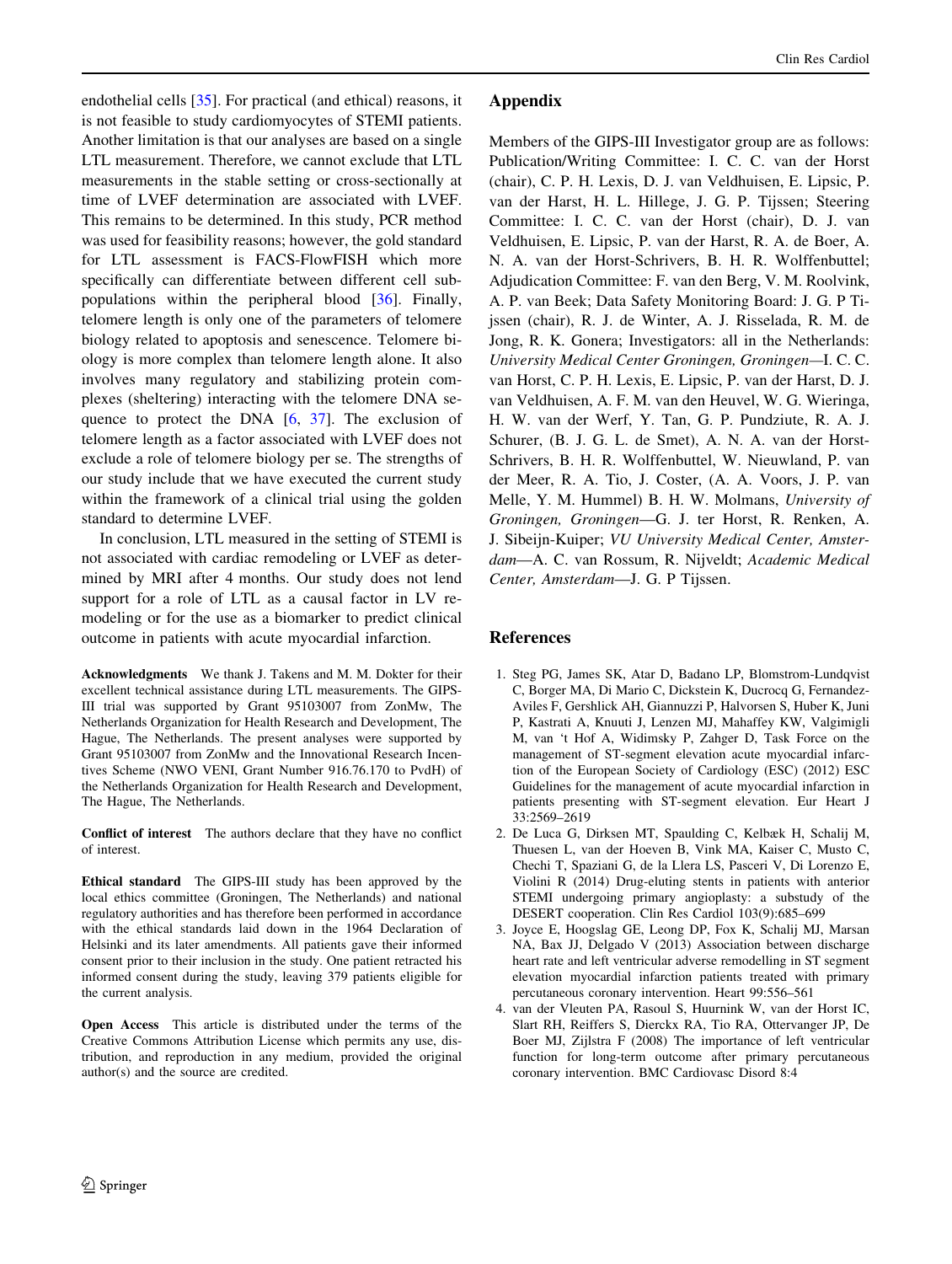endothelial cells [35]. For practical (and ethical) reasons, it is not feasible to study cardiomyocytes of STEMI patients. Another limitation is that our analyses are based on a single LTL measurement. Therefore, we cannot exclude that LTL measurements in the stable setting or cross-sectionally at time of LVEF determination are associated with LVEF. This remains to be determined. In this study, PCR method was used for feasibility reasons; however, the gold standard for LTL assessment is FACS-FlowFISH which more specifically can differentiate between different cell subpopulations within the peripheral blood [36]. Finally, telomere length is only one of the parameters of telomere biology related to apoptosis and senescence. Telomere biology is more complex than telomere length alone. It also involves many regulatory and stabilizing protein complexes (sheltering) interacting with the telomere DNA sequence to protect the DNA [6, 37]. The exclusion of telomere length as a factor associated with LVEF does not exclude a role of telomere biology per se. The strengths of our study include that we have executed the current study within the framework of a clinical trial using the golden standard to determine LVEF.

In conclusion, LTL measured in the setting of STEMI is not associated with cardiac remodeling or LVEF as determined by MRI after 4 months. Our study does not lend support for a role of LTL as a causal factor in LV remodeling or for the use as a biomarker to predict clinical outcome in patients with acute myocardial infarction.

**Acknowledgments** We thank J. Takens and M. M. Dokter for their excellent technical assistance during LTL measurements. The GIPS-III trial was supported by Grant 95103007 from ZonMw, The Netherlands Organization for Health Research and Development, The Hague, The Netherlands. The present analyses were supported by Grant 95103007 from ZonMw and the Innovational Research Incentives Scheme (NWO VENI, Grant Number 916.76.170 to PvdH) of the Netherlands Organization for Health Research and Development, The Hague, The Netherlands.

**Conflict of interest** The authors declare that they have no conflict of interest.

**Ethical standard** The GIPS-III study has been approved by the local ethics committee (Groningen, The Netherlands) and national regulatory authorities and has therefore been performed in accordance with the ethical standards laid down in the 1964 Declaration of Helsinki and its later amendments. All patients gave their informed consent prior to their inclusion in the study. One patient retracted his informed consent during the study, leaving 379 patients eligible for the current analysis.

**Open Access** This article is distributed under the terms of the Creative Commons Attribution License which permits any use, distribution, and reproduction in any medium, provided the original author(s) and the source are credited.

## Appendix

Members of the GIPS-III Investigator group are as follows: Publication/Writing Committee: I. C. C. van der Horst (chair), C. P. H. Lexis, D. J. van Veldhuisen, E. Lipsic, P. van der Harst, H. L. Hillege, J. G. P. Tijssen; Steering Committee: I. C. C. van der Horst (chair), D. J. van Veldhuisen, E. Lipsic, P. van der Harst, R. A. de Boer, A. N. A. van der Horst-Schrivers, B. H. R. Wolffenbuttel; Adjudication Committee: F. van den Berg, V. M. Roolvink, A. P. van Beek; Data Safety Monitoring Board: J. G. P Tijssen (chair), R. J. de Winter, A. J. Risselada, R. M. de Jong, R. K. Gonera; Investigators: all in the Netherlands: *University Medical Center Groningen, Groningen*—I. C. C. van Horst, C. P. H. Lexis, E. Lipsic, P. van der Harst, D. J. van Veldhuisen, A. F. M. van den Heuvel, W. G. Wieringa, H. W. van der Werf, Y. Tan, G. P. Pundziute, R. A. J. Schurer, (B. J. G. L. de Smet), A. N. A. van der Horst-Schrivers, B. H. R. Wolffenbuttel, W. Nieuwland, P. van der Meer, R. A. Tio, J. Coster, (A. A. Voors, J. P. van Melle, Y. M. Hummel) B. H. W. Molmans, *University of Groningen, Groningen*—G. J. ter Horst, R. Renken, A. J. Sibeijn-Kuiper; *VU University Medical Center, Amsterdam*—A. C. van Rossum, R. Nijveldt; *Academic Medical Center, Amsterdam*—J. G. P Tijssen.

## References

1. Steg PG, James SK, Atar D, Badano LP, Blomstrom-Lundqvist C, Borger MA, Di Mario C, Dickstein K, Ducrocq G, Fernandez-Aviles F, Gershlick AH, Giannuzzi P, Halvorsen S, Huber K, Juni P, Kastrati A, Knuuti J, Lenzen MJ, Mahaffey KW, Valgimigli M, van 't Hof A, Widimsky P, Zahger D, Task Force on the management of ST-segment elevation acute myocardial infarction of the European Society of Cardiology (ESC) (2012) ESC Guidelines for the management of acute myocardial infarction in patients presenting with ST-segment elevation. Eur Heart J 33:2569–2619
2. De Luca G, Dirksen MT, Spaulding C, Kelbæk H, Schalij M, Thuesen L, van der Hoeven B, Vink MA, Kaiser C, Musto C, Chechi T, Spaziani G, de la Llera LS, Pasceri V, Di Lorenzo E, Violini R (2014) Drug-eluting stents in patients with anterior STEMI undergoing primary angioplasty: a substudy of the DESERT cooperation. Clin Res Cardiol 103(9):685–699
3. Joyce E, Hoogslag GE, Leong DP, Fox K, Schalij MJ, Marsan NA, Bax JJ, Delgado V (2013) Association between discharge heart rate and left ventricular adverse remodelling in ST segment elevation myocardial infarction patients treated with primary percutaneous coronary intervention. Heart 99:556–561
4. van der Vleuten PA, Rasoul S, Huurnink W, van der Horst IC, Slart RH, Reiffers S, Dierckx RA, Tio RA, Ottervanger JP, De Boer MJ, Zijlstra F (2008) The importance of left ventricular function for long-term outcome after primary percutaneous coronary intervention. BMC Cardiovasc Disord 8:4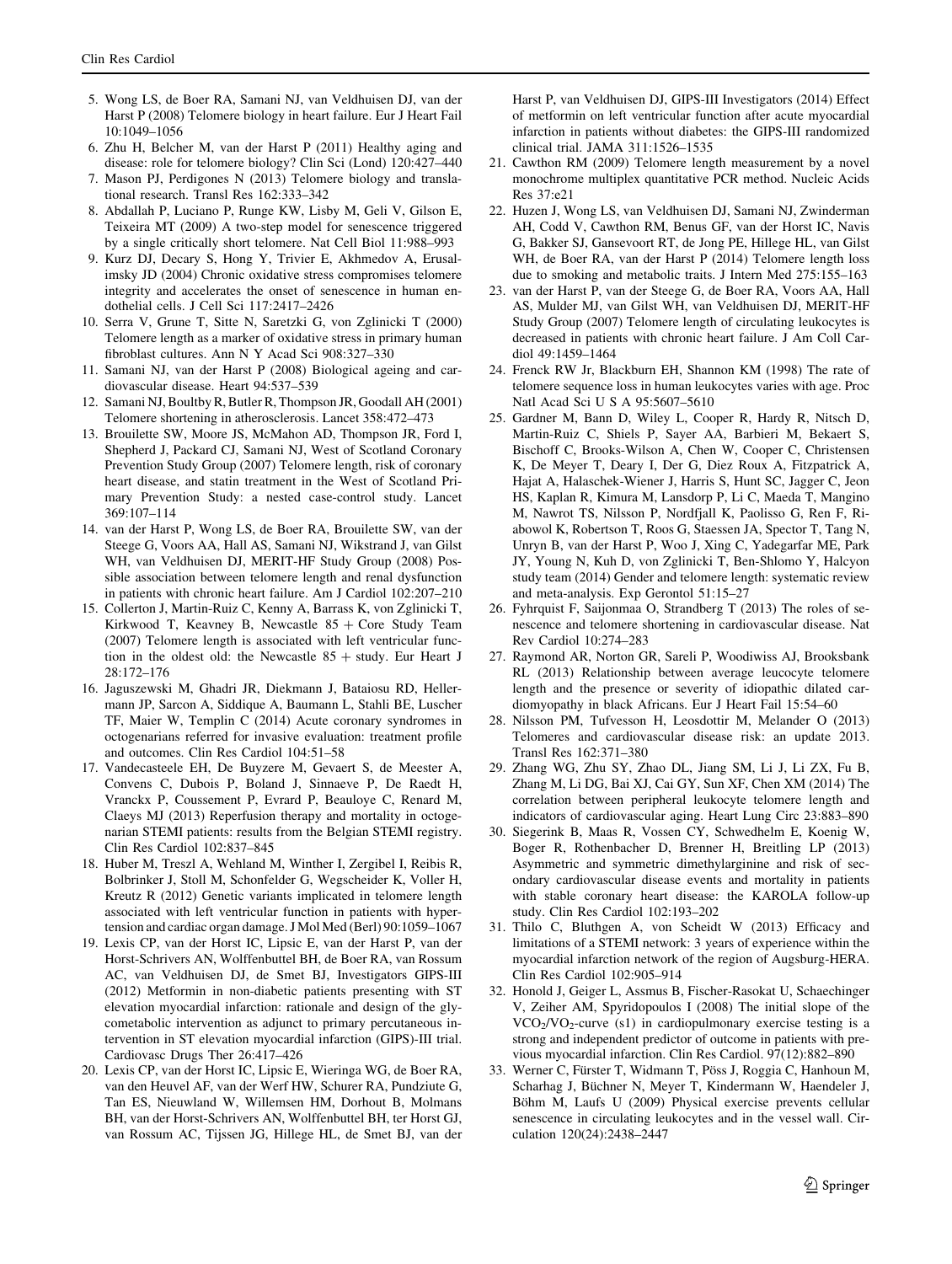5. Wong LS, de Boer RA, Samani NJ, van Veldhuisen DJ, van der Harst P (2008) Telomere biology in heart failure. Eur J Heart Fail 10:1049–1056
6. Zhu H, Belcher M, van der Harst P (2011) Healthy aging and disease: role for telomere biology? Clin Sci (Lond) 120:427–440
7. Mason PJ, Perdigones N (2013) Telomere biology and translational research. Transl Res 162:333–342
8. Abdallah P, Luciano P, Runge KW, Lisby M, Geli V, Gilson E, Teixeira MT (2009) A two-step model for senescence triggered by a single critically short telomere. Nat Cell Biol 11:988–993
9. Kurz DJ, Decary S, Hong Y, Trivier E, Akhmedov A, Erusalimsky JD (2004) Chronic oxidative stress compromises telomere integrity and accelerates the onset of senescence in human endothelial cells. J Cell Sci 117:2417–2426
10. Serra V, Grune T, Sitte N, Saretzki G, von Zglinicki T (2000) Telomere length as a marker of oxidative stress in primary human fibroblast cultures. Ann N Y Acad Sci 908:327–330
11. Samani NJ, van der Harst P (2008) Biological ageing and cardiovascular disease. Heart 94:537–539
12. Samani NJ, Boultby R, Butler R, Thompson JR, Goodall AH (2001) Telomere shortening in atherosclerosis. Lancet 358:472–473
13. Brouilette SW, Moore JS, McMahon AD, Thompson JR, Ford I, Shepherd J, Packard CJ, Samani NJ, West of Scotland Coronary Prevention Study Group (2007) Telomere length, risk of coronary heart disease, and statin treatment in the West of Scotland Primary Prevention Study: a nested case-control study. Lancet 369:107–114
14. van der Harst P, Wong LS, de Boer RA, Brouilette SW, van der Steege G, Voors AA, Hall AS, Samani NJ, Wikstrand J, van Gilst WH, van Veldhuisen DJ, MERIT-HF Study Group (2008) Possible association between telomere length and renal dysfunction in patients with chronic heart failure. Am J Cardiol 102:207–210
15. Collerton J, Martin-Ruiz C, Kenny A, Barrass K, von Zglinicki T, Kirkwood T, Keavney B, Newcastle 85 + Core Study Team (2007) Telomere length is associated with left ventricular function in the oldest old: the Newcastle 85 + study. Eur Heart J 28:172–176
16. Jaguszewski M, Ghadri JR, Diekmann J, Bataiosu RD, Hellermann JP, Sarcon A, Siddique A, Baumann L, Stahli BE, Luscher TF, Maier W, Templin C (2014) Acute coronary syndromes in octogenarians referred for invasive evaluation: treatment profile and outcomes. Clin Res Cardiol 104:51–58
17. Vandecasteele EH, De Buyzere M, Gevaert S, de Meester A, Convens C, Dubois P, Boland J, Sinnaeve P, De Raedt H, Vranckx P, Coussement P, Evrard P, Beauloye C, Renard M, Claeys MJ (2013) Reperfusion therapy and mortality in octogenarian STEMI patients: results from the Belgian STEMI registry. Clin Res Cardiol 102:837–845
18. Huber M, Treszl A, Wehland M, Winther I, Zergibel I, Reibis R, Bolbrinker J, Stoll M, Schonfelder G, Wegscheider K, Voller H, Kreutz R (2012) Genetic variants implicated in telomere length associated with left ventricular function in patients with hypertension and cardiac organ damage. J Mol Med (Berl) 90:1059–1067
19. Lexis CP, van der Horst IC, Lipsic E, van der Harst P, van der Horst-Schrivers AN, Wolffenbuttel BH, de Boer RA, van Rossum AC, van Veldhuisen DJ, de Smet BJ, Investigators GIPS-III (2012) Metformin in non-diabetic patients presenting with ST elevation myocardial infarction: rationale and design of the glycometabolic intervention as adjunct to primary percutaneous intervention in ST elevation myocardial infarction (GIPS)-III trial. Cardiovasc Drugs Ther 26:417–426
20. Lexis CP, van der Horst IC, Lipsic E, Wieringa WG, de Boer RA, van den Heuvel AF, van der Werf HW, Schurer RA, Pundziute G, Tan ES, Nieuwland W, Willemsen HM, Dorhout B, Molmans BH, van der Horst-Schrivers AN, Wolffenbuttel BH, ter Horst GJ, van Rossum AC, Tijssen JG, Hillege HL, de Smet BJ, van der Harst P, van Veldhuisen DJ, GIPS-III Investigators (2014) Effect of metformin on left ventricular function after acute myocardial infarction in patients without diabetes: the GIPS-III randomized clinical trial. JAMA 311:1526–1535
21. Cawthon RM (2009) Telomere length measurement by a novel monochrome multiplex quantitative PCR method. Nucleic Acids Res 37:e21
22. Huzen J, Wong LS, van Veldhuisen DJ, Samani NJ, Zwinderman AH, Codd V, Cawthon RM, Benus GF, van der Horst IC, Navis G, Bakker SJ, Gansevoort RT, de Jong PE, Hillege HL, van Gilst WH, de Boer RA, van der Harst P (2014) Telomere length loss due to smoking and metabolic traits. J Intern Med 275:155–163
23. van der Harst P, van der Steege G, de Boer RA, Voors AA, Hall AS, Mulder MJ, van Gilst WH, van Veldhuisen DJ, MERIT-HF Study Group (2007) Telomere length of circulating leukocytes is decreased in patients with chronic heart failure. J Am Coll Cardiol 49:1459–1464
24. Frenck RW Jr, Blackburn EH, Shannon KM (1998) The rate of telomere sequence loss in human leukocytes varies with age. Proc Natl Acad Sci U S A 95:5607–5610
25. Gardner M, Bann D, Wiley L, Cooper R, Hardy R, Nitsch D, Martin-Ruiz C, Shiels P, Sayer AA, Barbieri M, Bekaert S, Bischoff C, Brooks-Wilson A, Chen W, Cooper C, Christensen K, De Meyer T, Deary I, Der G, Diez Roux A, Fitzpatrick A, Hajat A, Halaschek-Wiener J, Harris S, Hunt SC, Jagger C, Jeon HS, Kaplan R, Kimura M, Lansdorp P, Li C, Maeda T, Mangino M, Nawrot TS, Nilsson P, Nordfjall K, Paolisso G, Ren F, Riabowol K, Robertson T, Roos G, Staessen JA, Spector T, Tang N, Unryn B, van der Harst P, Woo J, Xing C, Yadegarfar ME, Park JY, Young N, Kuh D, von Zglinicki T, Ben-Shlomo Y, Halcyon study team (2014) Gender and telomere length: systematic review and meta-analysis. Exp Gerontol 51:15–27
26. Fyhrquist F, Saijonmaa O, Strandberg T (2013) The roles of senescence and telomere shortening in cardiovascular disease. Nat Rev Cardiol 10:274–283
27. Raymond AR, Norton GR, Sareli P, Woodiwiss AJ, Brooksbank RL (2013) Relationship between average leucocyte telomere length and the presence or severity of idiopathic dilated cardiomyopathy in black Africans. Eur J Heart Fail 15:54–60
28. Nilsson PM, Tufvesson H, Leosdottir M, Melander O (2013) Telomeres and cardiovascular disease risk: an update 2013. Transl Res 162:371–380
29. Zhang WG, Zhu SY, Zhao DL, Jiang SM, Li J, Li ZX, Fu B, Zhang M, Li DG, Bai XJ, Cai GY, Sun XF, Chen XM (2014) The correlation between peripheral leukocyte telomere length and indicators of cardiovascular aging. Heart Lung Circ 23:883–890
30. Siegerink B, Maas R, Vossen CY, Schwedhelm E, Koenig W, Boger R, Rothenbacher D, Brenner H, Breitling LP (2013) Asymmetric and symmetric dimethylarginine and risk of secondary cardiovascular disease events and mortality in patients with stable coronary heart disease: the KAROLA follow-up study. Clin Res Cardiol 102:193–202
31. Thilo C, Bluthgen A, von Scheidt W (2013) Efficacy and limitations of a STEMI network: 3 years of experience within the myocardial infarction network of the region of Augsburg-HERA. Clin Res Cardiol 102:905–914
32. Honold J, Geiger L, Assmus B, Fischer-Rasokat U, Schaechinger V, Zeiher AM, Spyridopoulos I (2008) The initial slope of the $VCO_2$/$VO_2$-curve (s1) in cardiopulmonary exercise testing is a strong and independent predictor of outcome in patients with previous myocardial infarction. Clin Res Cardiol. 97(12):882–890
33. Werner C, Fürster T, Widmann T, Pöss J, Roggia C, Hanhoun M, Scharhag J, Büchner N, Meyer T, Kindermann W, Haendeler J, Böhm M, Laufs U (2009) Physical exercise prevents cellular senescence in circulating leukocytes and in the vessel wall. Circulation 120(24):2438–2447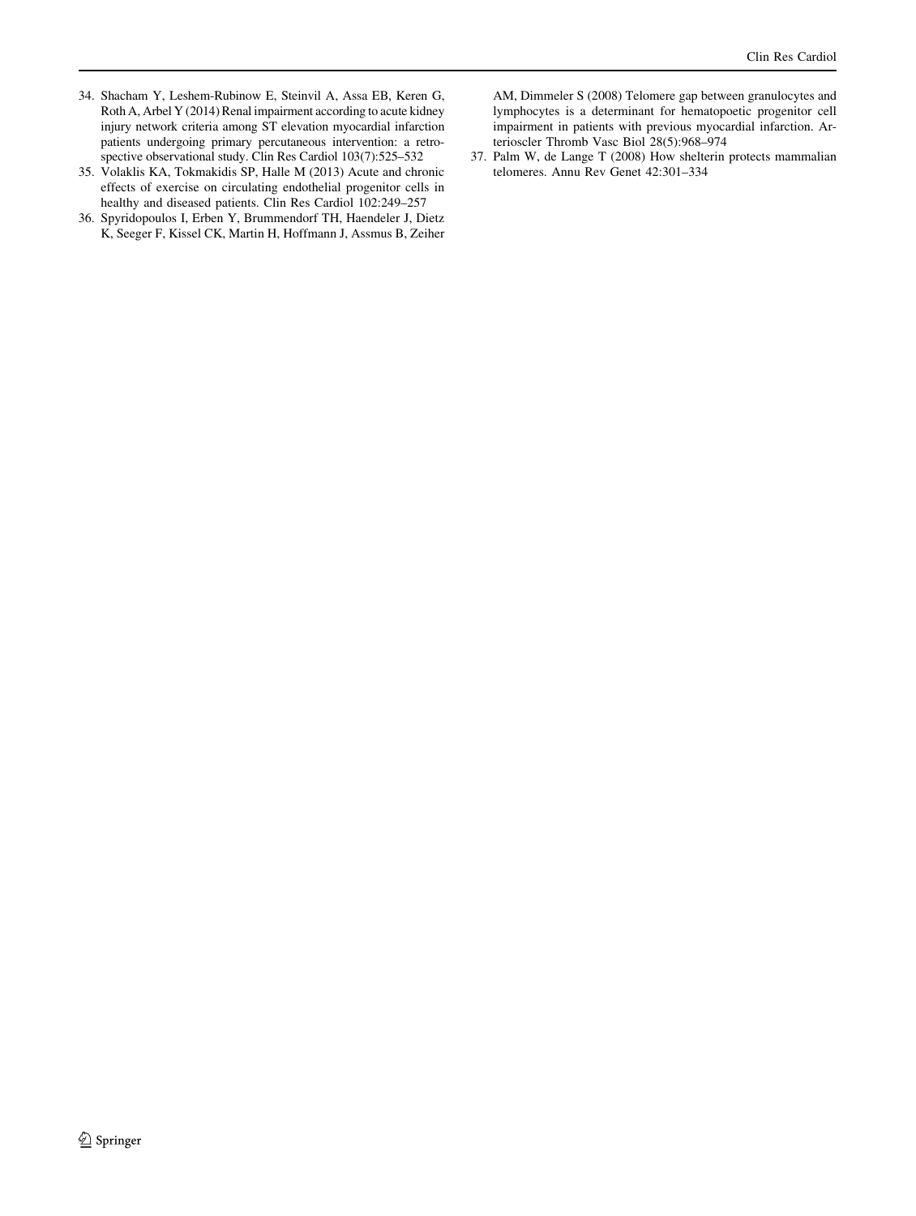34. Shacham Y, Leshem-Rubinow E, Steinvil A, Assa EB, Keren G, Roth A, Arbel Y (2014) Renal impairment according to acute kidney injury network criteria among ST elevation myocardial infarction patients undergoing primary percutaneous intervention: a retrospective observational study. Clin Res Cardiol 103(7):525–532
35. Volaklis KA, Tokmakidis SP, Halle M (2013) Acute and chronic effects of exercise on circulating endothelial progenitor cells in healthy and diseased patients. Clin Res Cardiol 102:249–257
36. Spyridopoulos I, Erben Y, Brummendorf TH, Haendeler J, Dietz K, Seeger F, Kissel CK, Martin H, Hoffmann J, Assmus B, Zeiher AM, Dimmeler S (2008) Telomere gap between granulocytes and lymphocytes is a determinant for hematopoetic progenitor cell impairment in patients with previous myocardial infarction. Arterioscler Thromb Vasc Biol 28(5):968–974
37. Palm W, de Lange T (2008) How shelterin protects mammalian telomeres. Annu Rev Genet 42:301–334